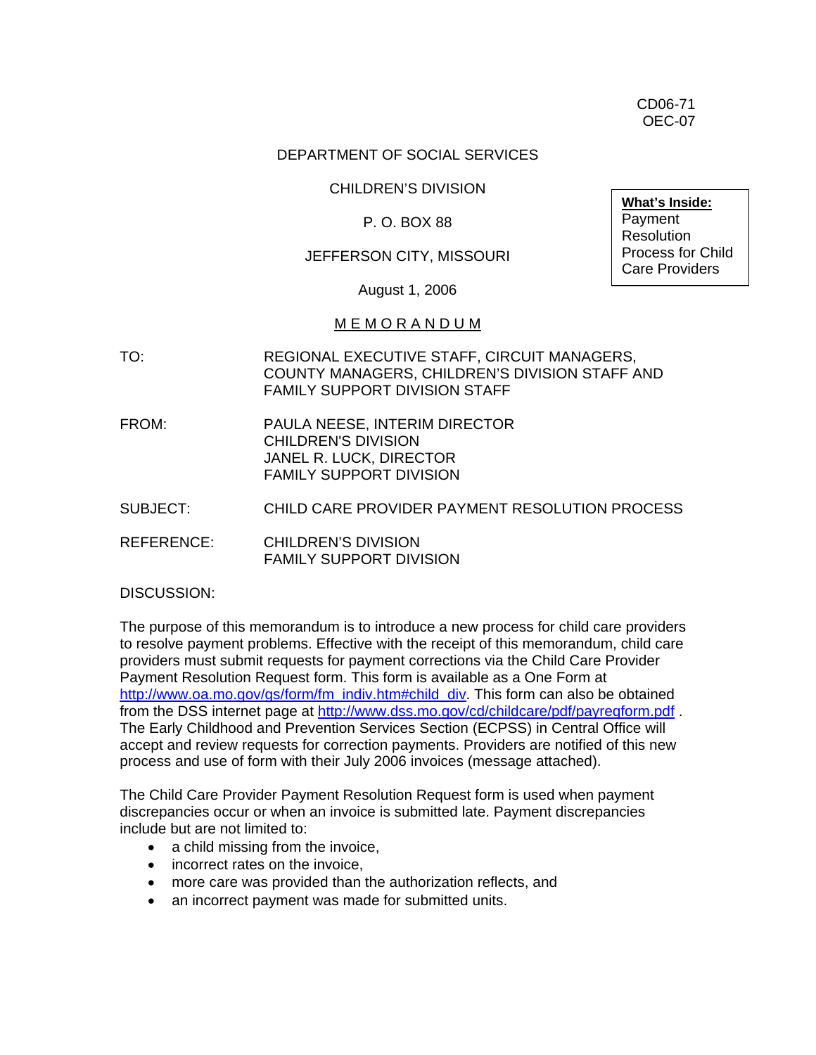CD06-71
OEC-07

DEPARTMENT OF SOCIAL SERVICES

CHILDREN'S DIVISION

P. O. BOX 88

JEFFERSON CITY, MISSOURI

August 1, 2006

**What's Inside:**
Payment Resolution Process for Child Care Providers

M E M O R A N D U M

TO: REGIONAL EXECUTIVE STAFF, CIRCUIT MANAGERS, COUNTY MANAGERS, CHILDREN'S DIVISION STAFF AND FAMILY SUPPORT DIVISION STAFF

FROM: PAULA NEESE, INTERIM DIRECTOR
CHILDREN'S DIVISION
JANEL R. LUCK, DIRECTOR
FAMILY SUPPORT DIVISION

SUBJECT: CHILD CARE PROVIDER PAYMENT RESOLUTION PROCESS

REFERENCE: CHILDREN'S DIVISION
FAMILY SUPPORT DIVISION

DISCUSSION:

The purpose of this memorandum is to introduce a new process for child care providers to resolve payment problems. Effective with the receipt of this memorandum, child care providers must submit requests for payment corrections via the Child Care Provider Payment Resolution Request form. This form is available as a One Form at http://www.oa.mo.gov/gs/form/fm_indiv.htm#child_div. This form can also be obtained from the DSS internet page at http://www.dss.mo.gov/cd/childcare/pdf/payreqform.pdf . The Early Childhood and Prevention Services Section (ECPSS) in Central Office will accept and review requests for correction payments. Providers are notified of this new process and use of form with their July 2006 invoices (message attached).

The Child Care Provider Payment Resolution Request form is used when payment discrepancies occur or when an invoice is submitted late. Payment discrepancies include but are not limited to:

- a child missing from the invoice,
- incorrect rates on the invoice,
- more care was provided than the authorization reflects, and
- an incorrect payment was made for submitted units.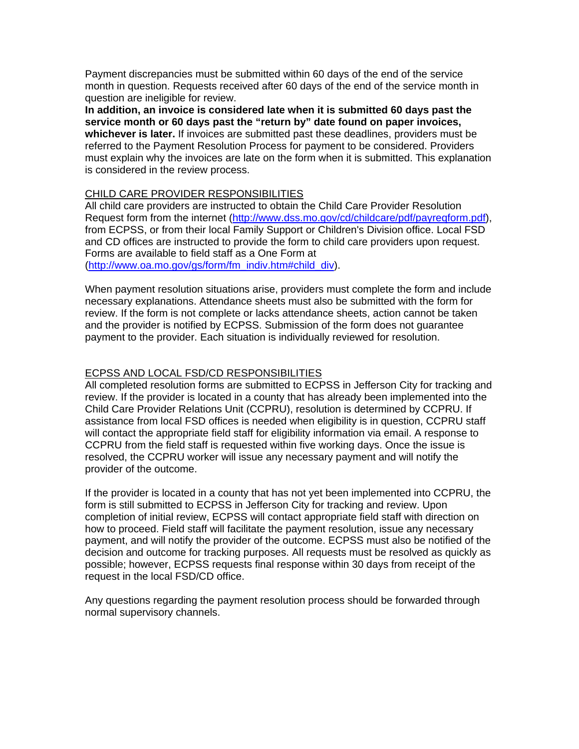Payment discrepancies must be submitted within 60 days of the end of the service month in question. Requests received after 60 days of the end of the service month in question are ineligible for review.

**In addition, an invoice is considered late when it is submitted 60 days past the service month or 60 days past the "return by" date found on paper invoices, whichever is later.** If invoices are submitted past these deadlines, providers must be referred to the Payment Resolution Process for payment to be considered. Providers must explain why the invoices are late on the form when it is submitted. This explanation is considered in the review process.

CHILD CARE PROVIDER RESPONSIBILITIES

All child care providers are instructed to obtain the Child Care Provider Resolution Request form from the internet (http://www.dss.mo.gov/cd/childcare/pdf/payreqform.pdf), from ECPSS, or from their local Family Support or Children's Division office. Local FSD and CD offices are instructed to provide the form to child care providers upon request. Forms are available to field staff as a One Form at (http://www.oa.mo.gov/gs/form/fm_indiv.htm#child_div).

When payment resolution situations arise, providers must complete the form and include necessary explanations. Attendance sheets must also be submitted with the form for review. If the form is not complete or lacks attendance sheets, action cannot be taken and the provider is notified by ECPSS. Submission of the form does not guarantee payment to the provider. Each situation is individually reviewed for resolution.

ECPSS AND LOCAL FSD/CD RESPONSIBILITIES

All completed resolution forms are submitted to ECPSS in Jefferson City for tracking and review. If the provider is located in a county that has already been implemented into the Child Care Provider Relations Unit (CCPRU), resolution is determined by CCPRU. If assistance from local FSD offices is needed when eligibility is in question, CCPRU staff will contact the appropriate field staff for eligibility information via email. A response to CCPRU from the field staff is requested within five working days. Once the issue is resolved, the CCPRU worker will issue any necessary payment and will notify the provider of the outcome.

If the provider is located in a county that has not yet been implemented into CCPRU, the form is still submitted to ECPSS in Jefferson City for tracking and review. Upon completion of initial review, ECPSS will contact appropriate field staff with direction on how to proceed. Field staff will facilitate the payment resolution, issue any necessary payment, and will notify the provider of the outcome. ECPSS must also be notified of the decision and outcome for tracking purposes. All requests must be resolved as quickly as possible; however, ECPSS requests final response within 30 days from receipt of the request in the local FSD/CD office.

Any questions regarding the payment resolution process should be forwarded through normal supervisory channels.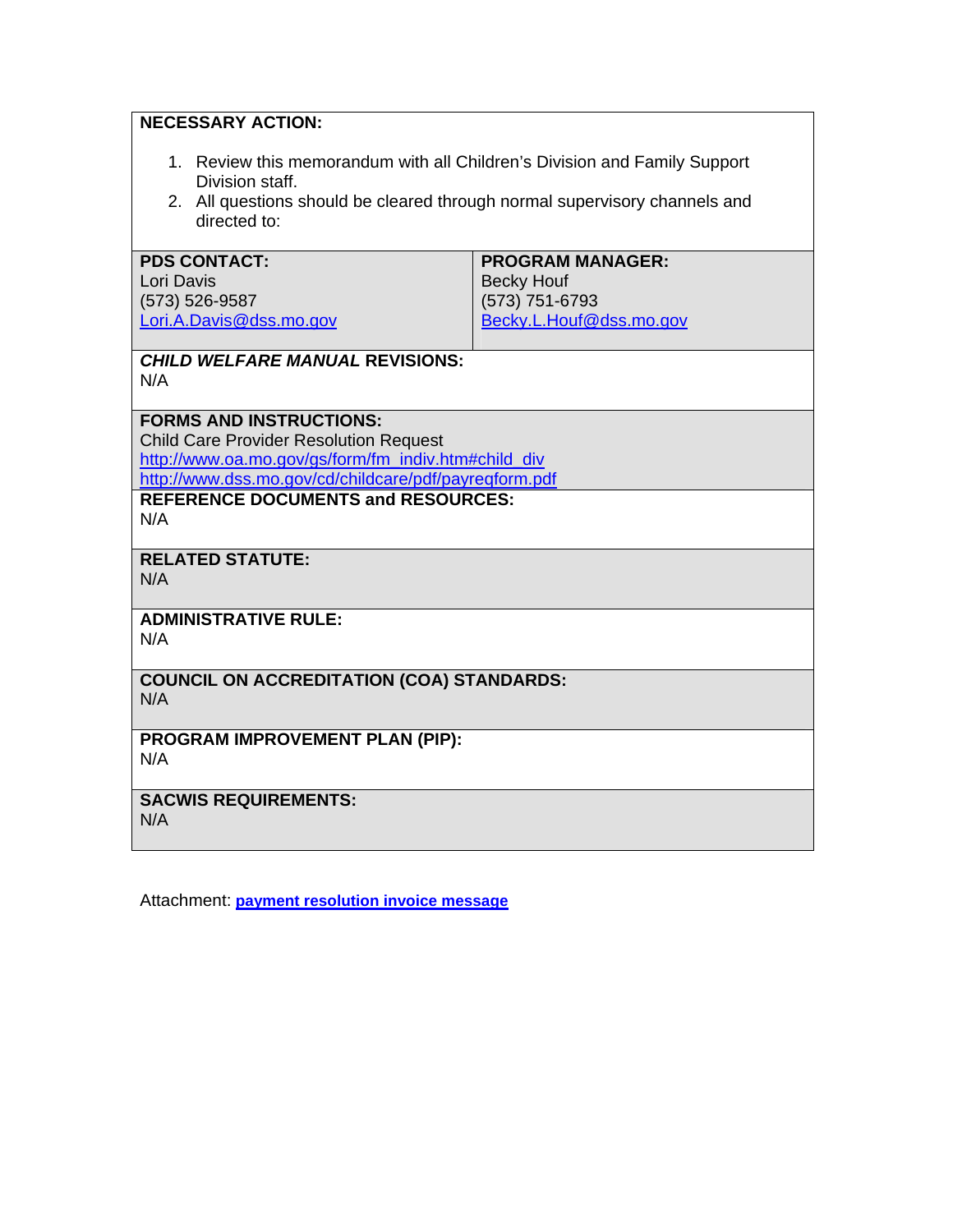**NECESSARY ACTION:**

1. Review this memorandum with all Children's Division and Family Support Division staff.
2. All questions should be cleared through normal supervisory channels and directed to:

| **PDS CONTACT:** | **PROGRAM MANAGER:** |
|---|---|
| Lori Davis<br>(573) 526-9587<br>Lori.A.Davis@dss.mo.gov | Becky Houf<br>(573) 751-6793<br>Becky.L.Houf@dss.mo.gov |

***CHILD WELFARE MANUAL* REVISIONS:**
N/A

**FORMS AND INSTRUCTIONS:**
Child Care Provider Resolution Request
http://www.oa.mo.gov/gs/form/fm_indiv.htm#child_div
http://www.dss.mo.gov/cd/childcare/pdf/payreqform.pdf

**REFERENCE DOCUMENTS and RESOURCES:**
N/A

**RELATED STATUTE:**
N/A

**ADMINISTRATIVE RULE:**
N/A

**COUNCIL ON ACCREDITATION (COA) STANDARDS:**
N/A

**PROGRAM IMPROVEMENT PLAN (PIP):**
N/A

**SACWIS REQUIREMENTS:**
N/A

Attachment: **payment resolution invoice message**